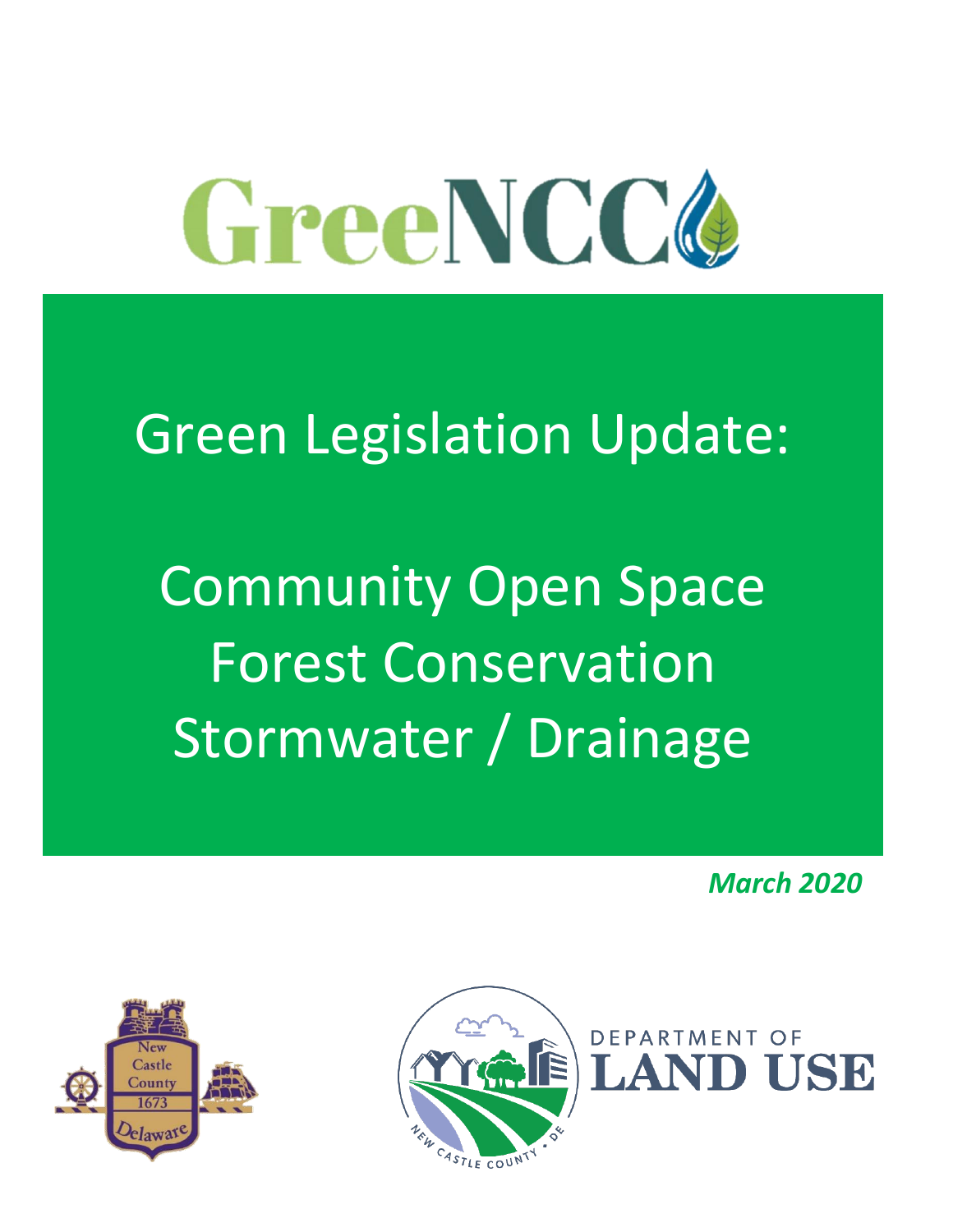# GreeNCC

## Green Legislation Update:

## Community Open Space
## Forest Conservation
## Stormwater / Drainage

***March 2020***

New Castle County 1673 Delaware

DEPARTMENT OF LAND USE

NEW CASTLE COUNTY • DE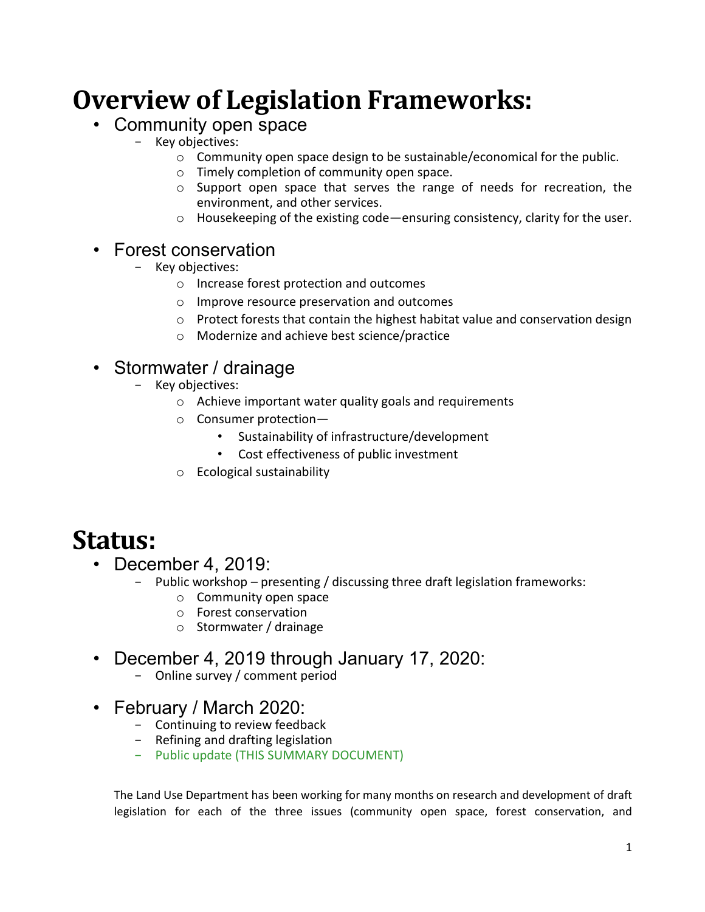# Overview of Legislation Frameworks:

- Community open space
  - Key objectives:
    - Community open space design to be sustainable/economical for the public.
    - Timely completion of community open space.
    - Support open space that serves the range of needs for recreation, the environment, and other services.
    - Housekeeping of the existing code—ensuring consistency, clarity for the user.

- Forest conservation
  - Key objectives:
    - Increase forest protection and outcomes
    - Improve resource preservation and outcomes
    - Protect forests that contain the highest habitat value and conservation design
    - Modernize and achieve best science/practice

- Stormwater / drainage
  - Key objectives:
    - Achieve important water quality goals and requirements
    - Consumer protection—
      - Sustainability of infrastructure/development
      - Cost effectiveness of public investment
    - Ecological sustainability

# Status:

- December 4, 2019:
  - Public workshop – presenting / discussing three draft legislation frameworks:
    - Community open space
    - Forest conservation
    - Stormwater / drainage

- December 4, 2019 through January 17, 2020:
  - Online survey / comment period

- February / March 2020:
  - Continuing to review feedback
  - Refining and drafting legislation
  - Public update (THIS SUMMARY DOCUMENT)

The Land Use Department has been working for many months on research and development of draft legislation for each of the three issues (community open space, forest conservation, and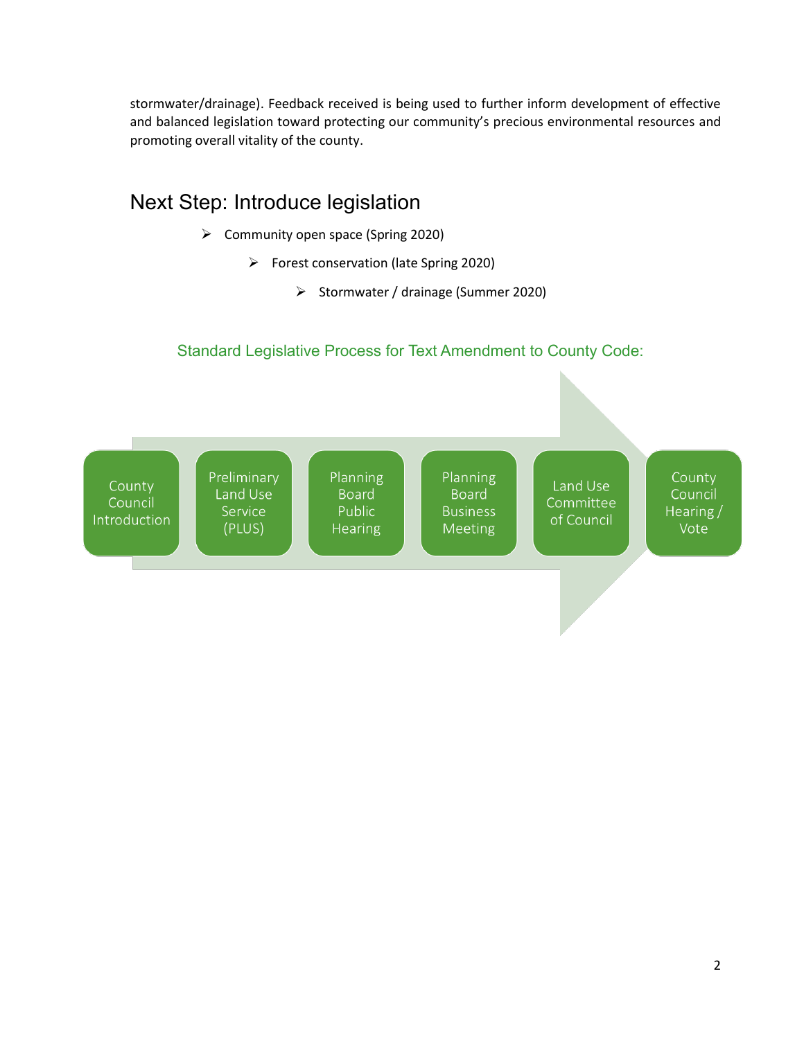stormwater/drainage). Feedback received is being used to further inform development of effective and balanced legislation toward protecting our community's precious environmental resources and promoting overall vitality of the county.

## Next Step: Introduce legislation

- Community open space (Spring 2020)
  - Forest conservation (late Spring 2020)
    - Stormwater / drainage (Summer 2020)

### Standard Legislative Process for Text Amendment to County Code:

County Council Introduction → Preliminary Land Use Service (PLUS) → Planning Board Public Hearing → Planning Board Business Meeting → Land Use Committee of Council → County Council Hearing / Vote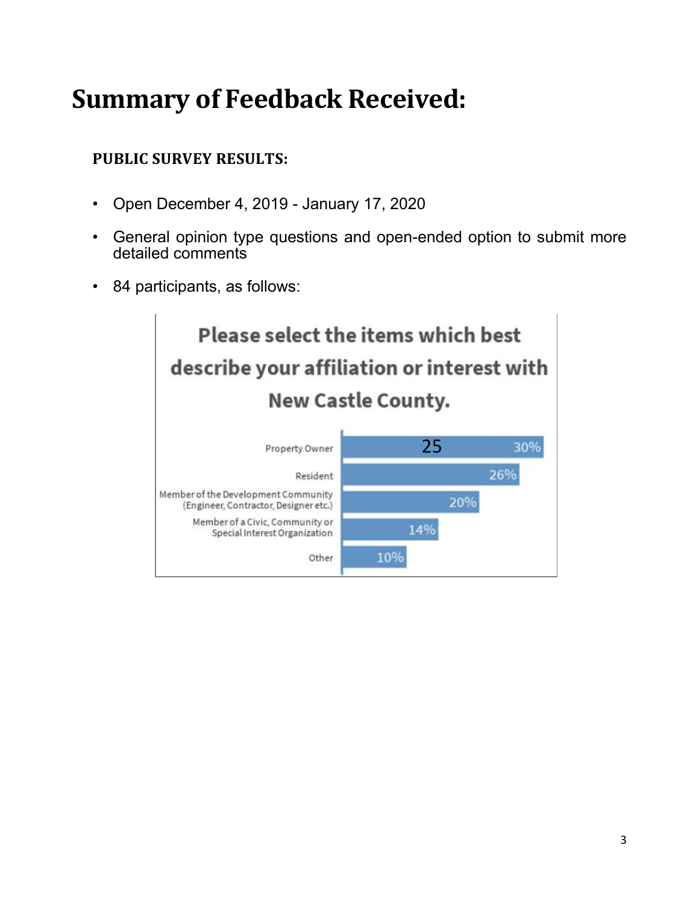# Summary of Feedback Received:

### PUBLIC SURVEY RESULTS:

- Open December 4, 2019 - January 17, 2020
- General opinion type questions and open-ended option to submit more detailed comments
- 84 participants, as follows:

**Please select the items which best describe your affiliation or interest with New Castle County.**

| Affiliation | Count | Percentage |
|---|---|---|
| Property Owner | 25 | 30% |
| Resident | | 26% |
| Member of the Development Community (Engineer, Contractor, Designer etc.) | | 20% |
| Member of a Civic, Community or Special Interest Organization | | 14% |
| Other | | 10% |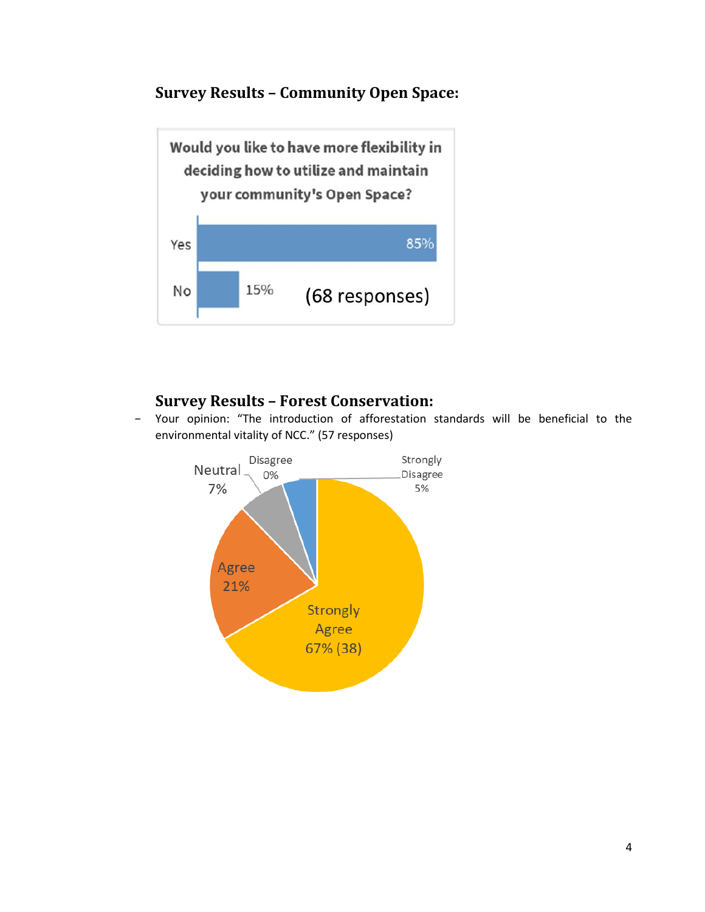## Survey Results – Community Open Space:

Would you like to have more flexibility in deciding how to utilize and maintain your community's Open Space?

| Response | Percentage |
| --- | --- |
| Yes | 85% |
| No | 15% |

(68 responses)

## Survey Results – Forest Conservation:

- Your opinion: "The introduction of afforestation standards will be beneficial to the environmental vitality of NCC." (57 responses)

| Response | Percentage |
| --- | --- |
| Strongly Agree | 67% (38) |
| Agree | 21% |
| Neutral | 7% |
| Disagree | 0% |
| Strongly Disagree | 5% |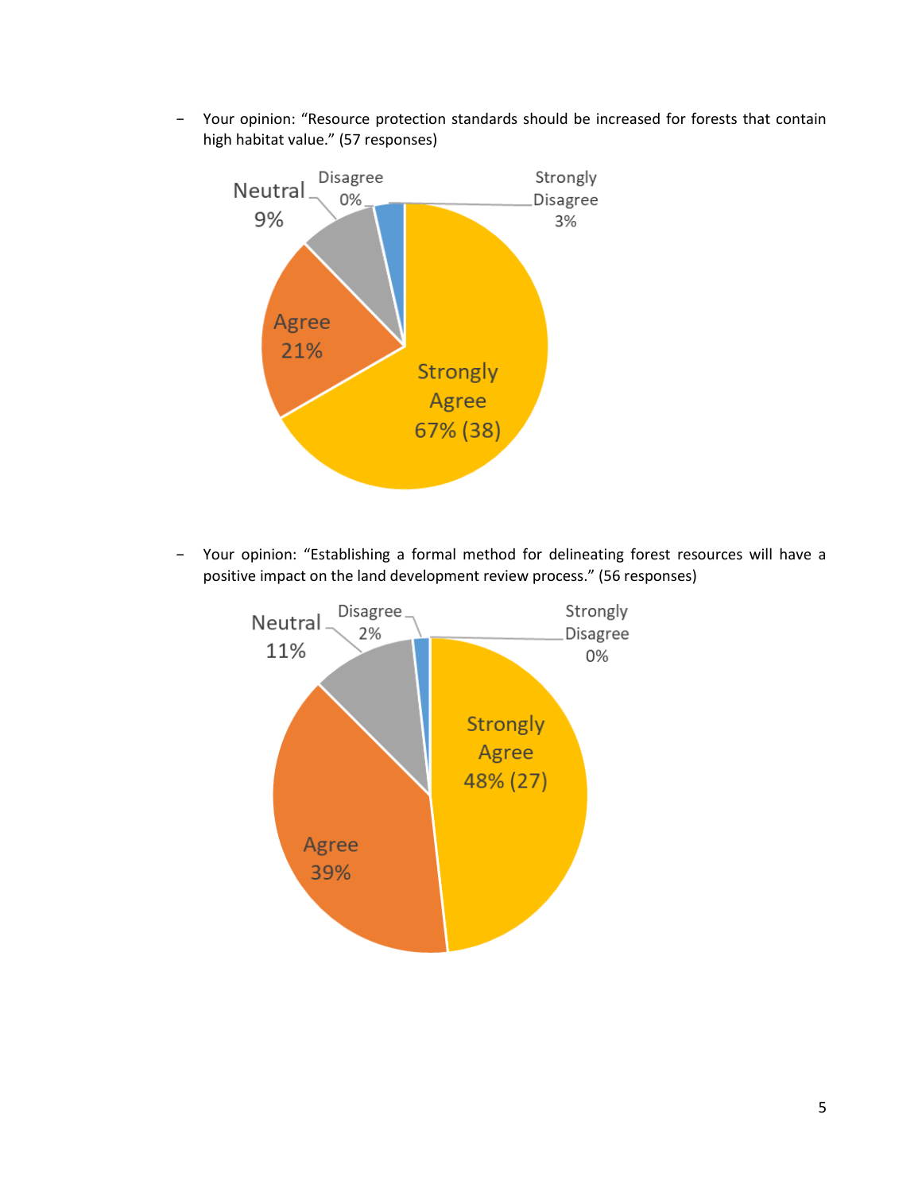- Your opinion: "Resource protection standards should be increased for forests that contain high habitat value." (57 responses)

| Response | Percentage |
|---|---|
| Strongly Agree | 67% (38) |
| Agree | 21% |
| Neutral | 9% |
| Disagree | 0% |
| Strongly Disagree | 3% |

- Your opinion: "Establishing a formal method for delineating forest resources will have a positive impact on the land development review process." (56 responses)

| Response | Percentage |
|---|---|
| Strongly Agree | 48% (27) |
| Agree | 39% |
| Neutral | 11% |
| Disagree | 2% |
| Strongly Disagree | 0% |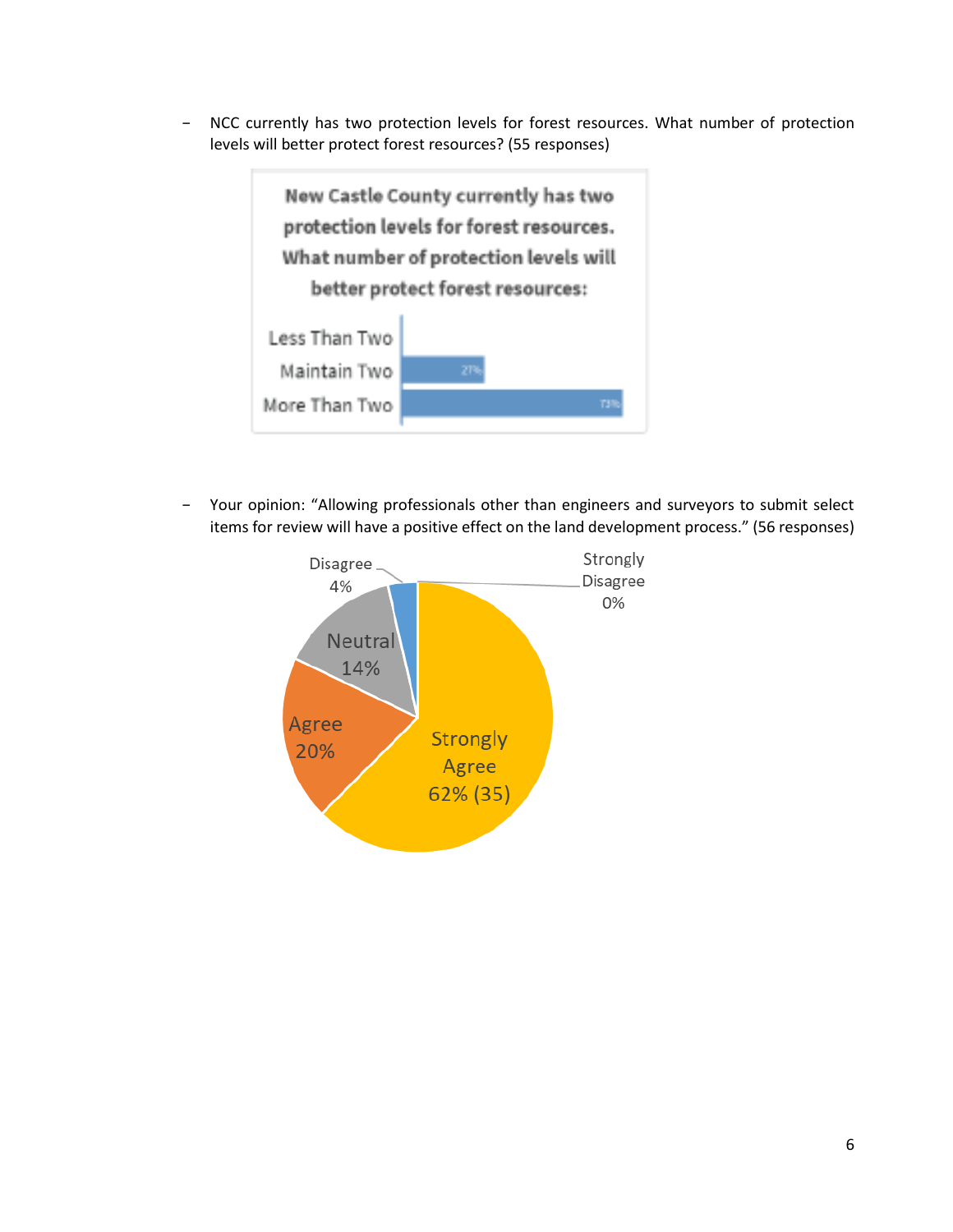- NCC currently has two protection levels for forest resources. What number of protection levels will better protect forest resources? (55 responses)

New Castle County currently has two protection levels for forest resources. What number of protection levels will better protect forest resources:

| Response | Percent |
|---|---|
| Less Than Two | |
| Maintain Two | 27% |
| More Than Two | 73% |

- Your opinion: "Allowing professionals other than engineers and surveyors to submit select items for review will have a positive effect on the land development process." (56 responses)

| Response | Percent |
|---|---|
| Strongly Agree | 62% (35) |
| Agree | 20% |
| Neutral | 14% |
| Disagree | 4% |
| Strongly Disagree | 0% |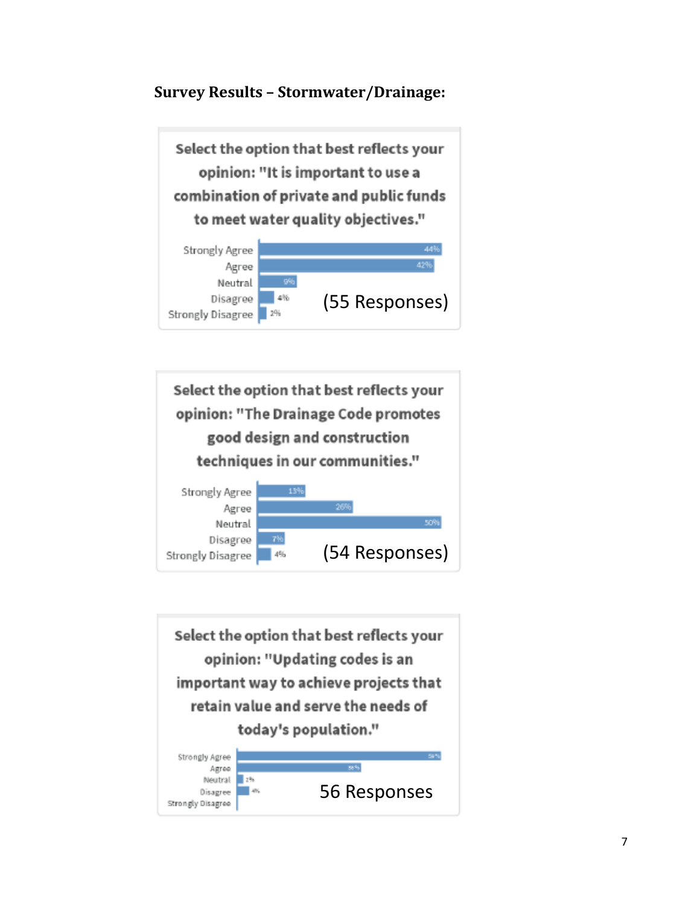**Survey Results – Stormwater/Drainage:**

Select the option that best reflects your opinion: "It is important to use a combination of private and public funds to meet water quality objectives."

| Response | Percent |
|---|---|
| Strongly Agree | 44% |
| Agree | 42% |
| Neutral | 9% |
| Disagree | 4% |
| Strongly Disagree | 2% |

(55 Responses)

Select the option that best reflects your opinion: "The Drainage Code promotes good design and construction techniques in our communities."

| Response | Percent |
|---|---|
| Strongly Agree | 13% |
| Agree | 26% |
| Neutral | 50% |
| Disagree | 7% |
| Strongly Disagree | 4% |

(54 Responses)

Select the option that best reflects your opinion: "Updating codes is an important way to achieve projects that retain value and serve the needs of today's population."

| Response | Percent |
|---|---|
| Strongly Agree | 59% |
| Agree | 36% |
| Neutral | 2% |
| Disagree | 4% |
| Strongly Disagree | |

56 Responses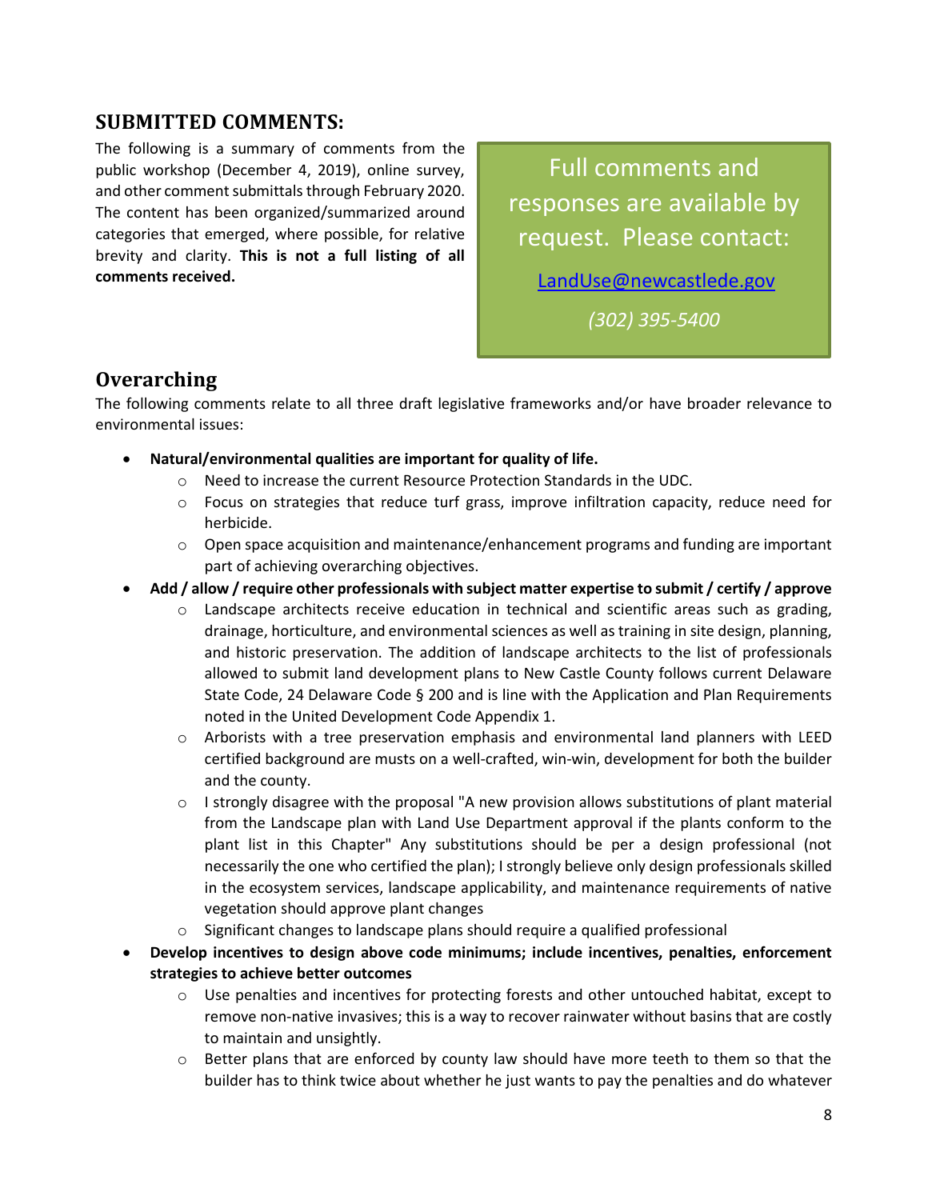## SUBMITTED COMMENTS:

The following is a summary of comments from the public workshop (December 4, 2019), online survey, and other comment submittals through February 2020. The content has been organized/summarized around categories that emerged, where possible, for relative brevity and clarity. **This is not a full listing of all comments received.**

> Full comments and responses are available by request. Please contact:
>
> LandUse@newcastlede.gov
>
> *(302) 395-5400*

## Overarching

The following comments relate to all three draft legislative frameworks and/or have broader relevance to environmental issues:

- **Natural/environmental qualities are important for quality of life.**
  - Need to increase the current Resource Protection Standards in the UDC.
  - Focus on strategies that reduce turf grass, improve infiltration capacity, reduce need for herbicide.
  - Open space acquisition and maintenance/enhancement programs and funding are important part of achieving overarching objectives.
- **Add / allow / require other professionals with subject matter expertise to submit / certify / approve**
  - Landscape architects receive education in technical and scientific areas such as grading, drainage, horticulture, and environmental sciences as well as training in site design, planning, and historic preservation. The addition of landscape architects to the list of professionals allowed to submit land development plans to New Castle County follows current Delaware State Code, 24 Delaware Code § 200 and is line with the Application and Plan Requirements noted in the United Development Code Appendix 1.
  - Arborists with a tree preservation emphasis and environmental land planners with LEED certified background are musts on a well-crafted, win-win, development for both the builder and the county.
  - I strongly disagree with the proposal "A new provision allows substitutions of plant material from the Landscape plan with Land Use Department approval if the plants conform to the plant list in this Chapter" Any substitutions should be per a design professional (not necessarily the one who certified the plan); I strongly believe only design professionals skilled in the ecosystem services, landscape applicability, and maintenance requirements of native vegetation should approve plant changes
  - Significant changes to landscape plans should require a qualified professional
- **Develop incentives to design above code minimums; include incentives, penalties, enforcement strategies to achieve better outcomes**
  - Use penalties and incentives for protecting forests and other untouched habitat, except to remove non-native invasives; this is a way to recover rainwater without basins that are costly to maintain and unsightly.
  - Better plans that are enforced by county law should have more teeth to them so that the builder has to think twice about whether he just wants to pay the penalties and do whatever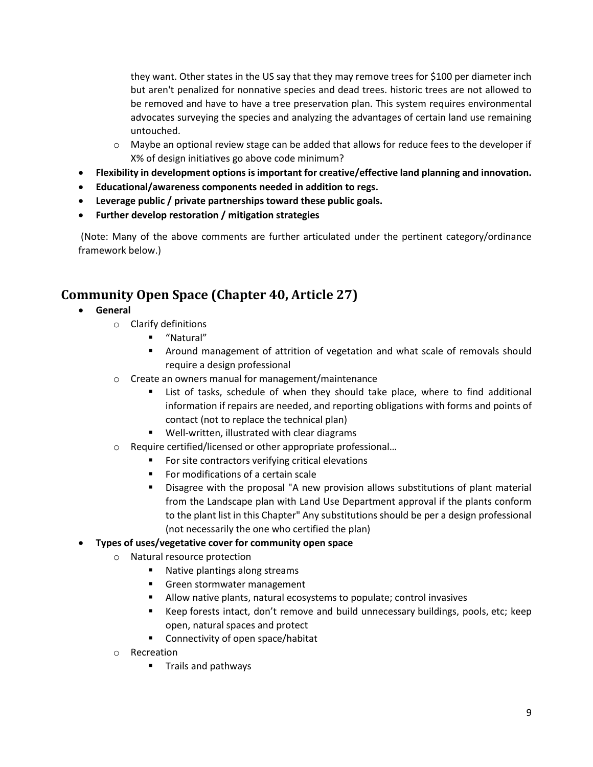they want. Other states in the US say that they may remove trees for $100 per diameter inch but aren't penalized for nonnative species and dead trees. historic trees are not allowed to be removed and have to have a tree preservation plan. This system requires environmental advocates surveying the species and analyzing the advantages of certain land use remaining untouched.

  - Maybe an optional review stage can be added that allows for reduce fees to the developer if X% of design initiatives go above code minimum?

- **Flexibility in development options is important for creative/effective land planning and innovation.**
- **Educational/awareness components needed in addition to regs.**
- **Leverage public / private partnerships toward these public goals.**
- **Further develop restoration / mitigation strategies**

(Note: Many of the above comments are further articulated under the pertinent category/ordinance framework below.)

## Community Open Space (Chapter 40, Article 27)

- **General**
  - Clarify definitions
    - "Natural"
    - Around management of attrition of vegetation and what scale of removals should require a design professional
  - Create an owners manual for management/maintenance
    - List of tasks, schedule of when they should take place, where to find additional information if repairs are needed, and reporting obligations with forms and points of contact (not to replace the technical plan)
    - Well-written, illustrated with clear diagrams
  - Require certified/licensed or other appropriate professional…
    - For site contractors verifying critical elevations
    - For modifications of a certain scale
    - Disagree with the proposal "A new provision allows substitutions of plant material from the Landscape plan with Land Use Department approval if the plants conform to the plant list in this Chapter" Any substitutions should be per a design professional (not necessarily the one who certified the plan)
- **Types of uses/vegetative cover for community open space**
  - Natural resource protection
    - Native plantings along streams
    - Green stormwater management
    - Allow native plants, natural ecosystems to populate; control invasives
    - Keep forests intact, don't remove and build unnecessary buildings, pools, etc; keep open, natural spaces and protect
    - Connectivity of open space/habitat
  - Recreation
    - Trails and pathways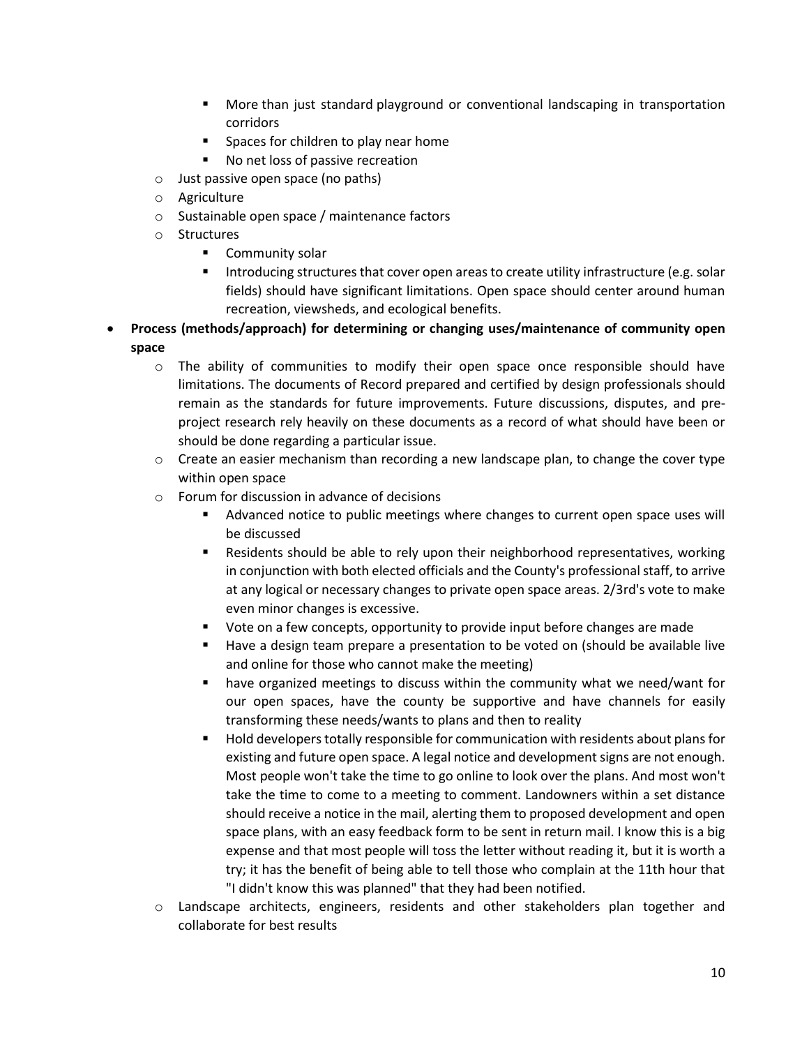- More than just standard playground or conventional landscaping in transportation corridors
        - Spaces for children to play near home
        - No net loss of passive recreation
    - Just passive open space (no paths)
    - Agriculture
    - Sustainable open space / maintenance factors
    - Structures
        - Community solar
        - Introducing structures that cover open areas to create utility infrastructure (e.g. solar fields) should have significant limitations. Open space should center around human recreation, viewsheds, and ecological benefits.
- **Process (methods/approach) for determining or changing uses/maintenance of community open space**
    - The ability of communities to modify their open space once responsible should have limitations. The documents of Record prepared and certified by design professionals should remain as the standards for future improvements. Future discussions, disputes, and pre-project research rely heavily on these documents as a record of what should have been or should be done regarding a particular issue.
    - Create an easier mechanism than recording a new landscape plan, to change the cover type within open space
    - Forum for discussion in advance of decisions
        - Advanced notice to public meetings where changes to current open space uses will be discussed
        - Residents should be able to rely upon their neighborhood representatives, working in conjunction with both elected officials and the County's professional staff, to arrive at any logical or necessary changes to private open space areas. 2/3rd's vote to make even minor changes is excessive.
        - Vote on a few concepts, opportunity to provide input before changes are made
        - Have a design team prepare a presentation to be voted on (should be available live and online for those who cannot make the meeting)
        - have organized meetings to discuss within the community what we need/want for our open spaces, have the county be supportive and have channels for easily transforming these needs/wants to plans and then to reality
        - Hold developers totally responsible for communication with residents about plans for existing and future open space. A legal notice and development signs are not enough. Most people won't take the time to go online to look over the plans. And most won't take the time to come to a meeting to comment. Landowners within a set distance should receive a notice in the mail, alerting them to proposed development and open space plans, with an easy feedback form to be sent in return mail. I know this is a big expense and that most people will toss the letter without reading it, but it is worth a try; it has the benefit of being able to tell those who complain at the 11th hour that "I didn't know this was planned" that they had been notified.
    - Landscape architects, engineers, residents and other stakeholders plan together and collaborate for best results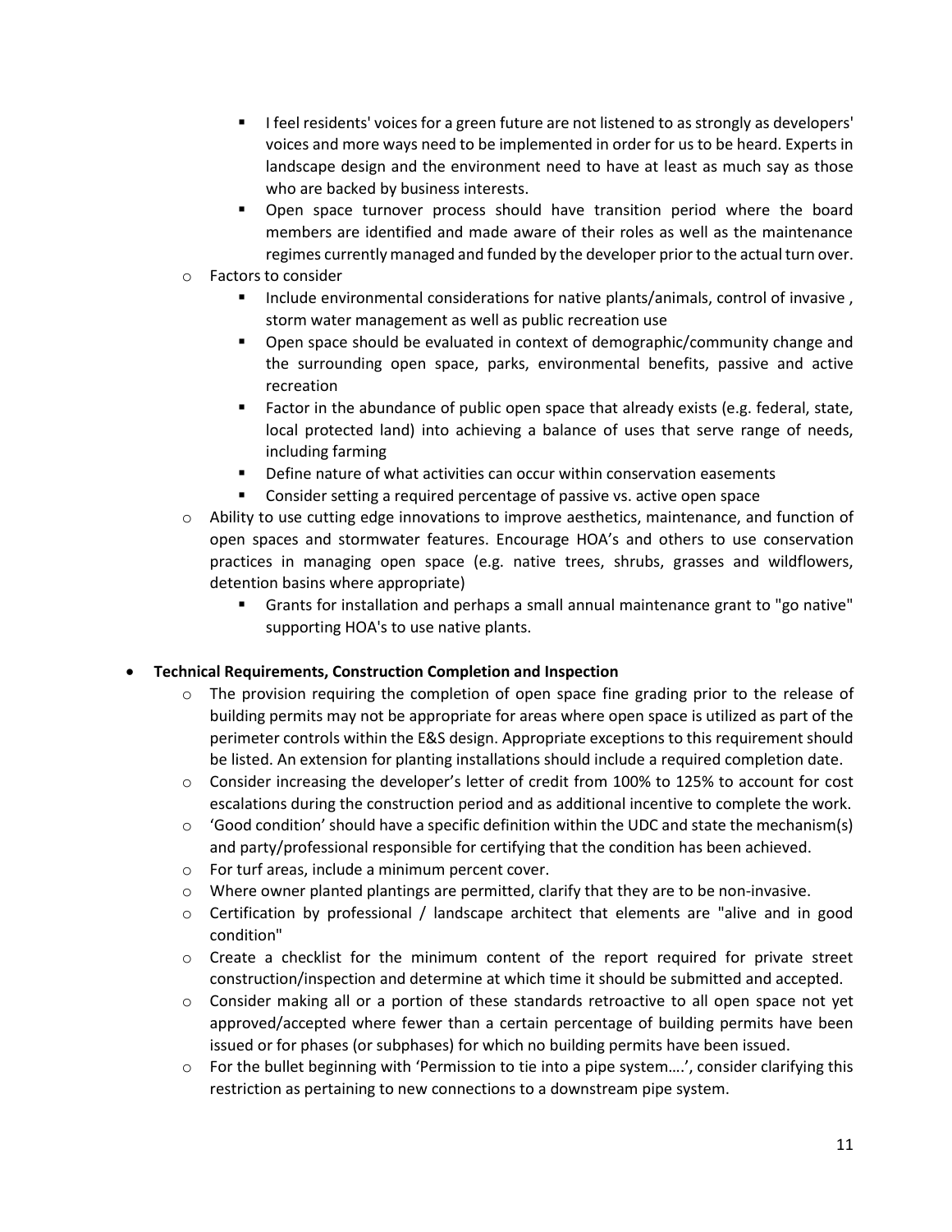- I feel residents' voices for a green future are not listened to as strongly as developers' voices and more ways need to be implemented in order for us to be heard. Experts in landscape design and the environment need to have at least as much say as those who are backed by business interests.
    - Open space turnover process should have transition period where the board members are identified and made aware of their roles as well as the maintenance regimes currently managed and funded by the developer prior to the actual turn over.
  - Factors to consider
    - Include environmental considerations for native plants/animals, control of invasive , storm water management as well as public recreation use
    - Open space should be evaluated in context of demographic/community change and the surrounding open space, parks, environmental benefits, passive and active recreation
    - Factor in the abundance of public open space that already exists (e.g. federal, state, local protected land) into achieving a balance of uses that serve range of needs, including farming
    - Define nature of what activities can occur within conservation easements
    - Consider setting a required percentage of passive vs. active open space
  - Ability to use cutting edge innovations to improve aesthetics, maintenance, and function of open spaces and stormwater features. Encourage HOA's and others to use conservation practices in managing open space (e.g. native trees, shrubs, grasses and wildflowers, detention basins where appropriate)
    - Grants for installation and perhaps a small annual maintenance grant to "go native" supporting HOA's to use native plants.

- **Technical Requirements, Construction Completion and Inspection**
  - The provision requiring the completion of open space fine grading prior to the release of building permits may not be appropriate for areas where open space is utilized as part of the perimeter controls within the E&S design. Appropriate exceptions to this requirement should be listed. An extension for planting installations should include a required completion date.
  - Consider increasing the developer's letter of credit from 100% to 125% to account for cost escalations during the construction period and as additional incentive to complete the work.
  - 'Good condition' should have a specific definition within the UDC and state the mechanism(s) and party/professional responsible for certifying that the condition has been achieved.
  - For turf areas, include a minimum percent cover.
  - Where owner planted plantings are permitted, clarify that they are to be non-invasive.
  - Certification by professional / landscape architect that elements are "alive and in good condition"
  - Create a checklist for the minimum content of the report required for private street construction/inspection and determine at which time it should be submitted and accepted.
  - Consider making all or a portion of these standards retroactive to all open space not yet approved/accepted where fewer than a certain percentage of building permits have been issued or for phases (or subphases) for which no building permits have been issued.
  - For the bullet beginning with 'Permission to tie into a pipe system….', consider clarifying this restriction as pertaining to new connections to a downstream pipe system.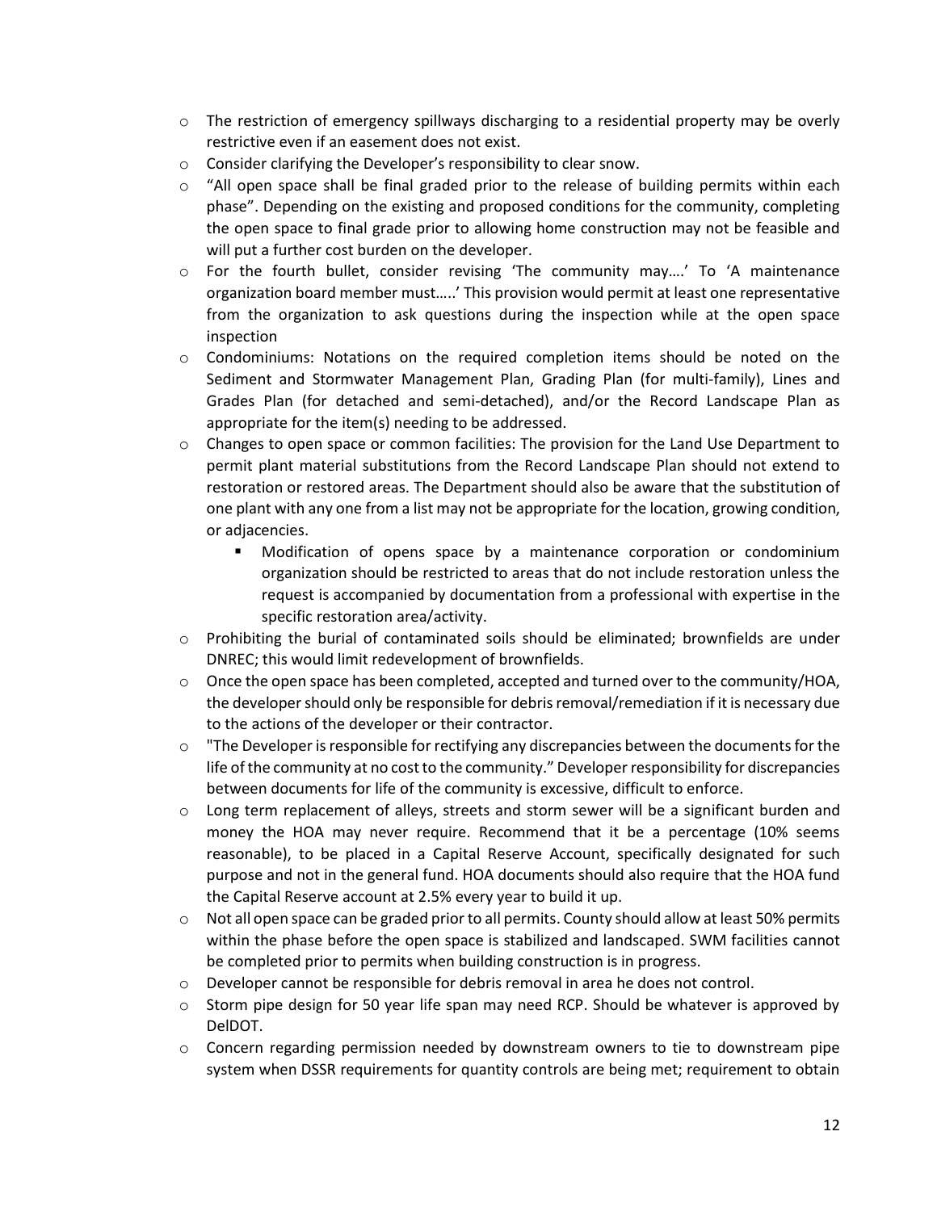- The restriction of emergency spillways discharging to a residential property may be overly restrictive even if an easement does not exist.
- Consider clarifying the Developer's responsibility to clear snow.
- "All open space shall be final graded prior to the release of building permits within each phase". Depending on the existing and proposed conditions for the community, completing the open space to final grade prior to allowing home construction may not be feasible and will put a further cost burden on the developer.
- For the fourth bullet, consider revising 'The community may….' To 'A maintenance organization board member must…..' This provision would permit at least one representative from the organization to ask questions during the inspection while at the open space inspection
- Condominiums: Notations on the required completion items should be noted on the Sediment and Stormwater Management Plan, Grading Plan (for multi-family), Lines and Grades Plan (for detached and semi-detached), and/or the Record Landscape Plan as appropriate for the item(s) needing to be addressed.
- Changes to open space or common facilities: The provision for the Land Use Department to permit plant material substitutions from the Record Landscape Plan should not extend to restoration or restored areas. The Department should also be aware that the substitution of one plant with any one from a list may not be appropriate for the location, growing condition, or adjacencies.
    - Modification of opens space by a maintenance corporation or condominium organization should be restricted to areas that do not include restoration unless the request is accompanied by documentation from a professional with expertise in the specific restoration area/activity.
- Prohibiting the burial of contaminated soils should be eliminated; brownfields are under DNREC; this would limit redevelopment of brownfields.
- Once the open space has been completed, accepted and turned over to the community/HOA, the developer should only be responsible for debris removal/remediation if it is necessary due to the actions of the developer or their contractor.
- "The Developer is responsible for rectifying any discrepancies between the documents for the life of the community at no cost to the community." Developer responsibility for discrepancies between documents for life of the community is excessive, difficult to enforce.
- Long term replacement of alleys, streets and storm sewer will be a significant burden and money the HOA may never require. Recommend that it be a percentage (10% seems reasonable), to be placed in a Capital Reserve Account, specifically designated for such purpose and not in the general fund. HOA documents should also require that the HOA fund the Capital Reserve account at 2.5% every year to build it up.
- Not all open space can be graded prior to all permits. County should allow at least 50% permits within the phase before the open space is stabilized and landscaped. SWM facilities cannot be completed prior to permits when building construction is in progress.
- Developer cannot be responsible for debris removal in area he does not control.
- Storm pipe design for 50 year life span may need RCP. Should be whatever is approved by DelDOT.
- Concern regarding permission needed by downstream owners to tie to downstream pipe system when DSSR requirements for quantity controls are being met; requirement to obtain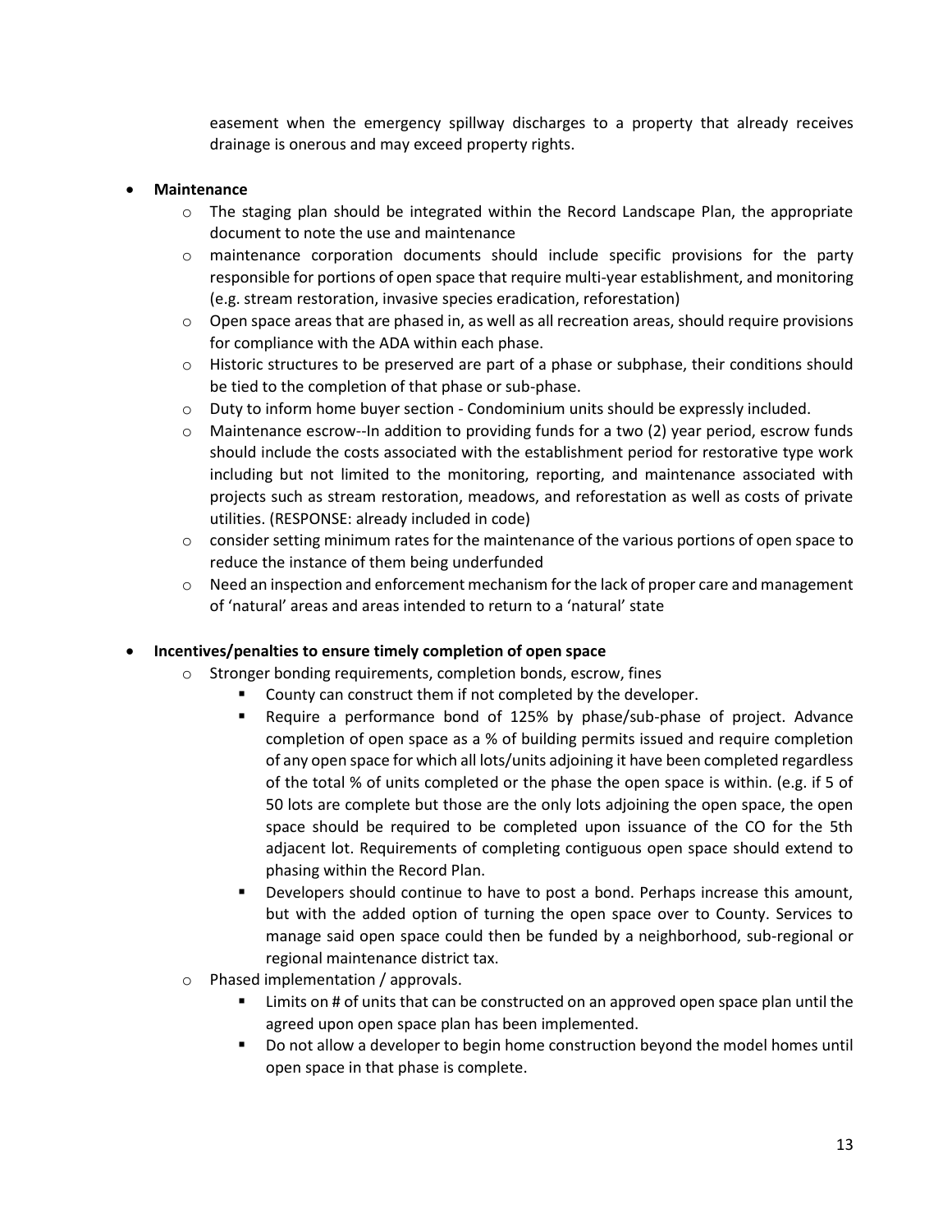easement when the emergency spillway discharges to a property that already receives drainage is onerous and may exceed property rights.

- **Maintenance**
  - The staging plan should be integrated within the Record Landscape Plan, the appropriate document to note the use and maintenance
  - maintenance corporation documents should include specific provisions for the party responsible for portions of open space that require multi-year establishment, and monitoring (e.g. stream restoration, invasive species eradication, reforestation)
  - Open space areas that are phased in, as well as all recreation areas, should require provisions for compliance with the ADA within each phase.
  - Historic structures to be preserved are part of a phase or subphase, their conditions should be tied to the completion of that phase or sub-phase.
  - Duty to inform home buyer section - Condominium units should be expressly included.
  - Maintenance escrow--In addition to providing funds for a two (2) year period, escrow funds should include the costs associated with the establishment period for restorative type work including but not limited to the monitoring, reporting, and maintenance associated with projects such as stream restoration, meadows, and reforestation as well as costs of private utilities. (RESPONSE: already included in code)
  - consider setting minimum rates for the maintenance of the various portions of open space to reduce the instance of them being underfunded
  - Need an inspection and enforcement mechanism for the lack of proper care and management of 'natural' areas and areas intended to return to a 'natural' state

- **Incentives/penalties to ensure timely completion of open space**
  - Stronger bonding requirements, completion bonds, escrow, fines
    - County can construct them if not completed by the developer.
    - Require a performance bond of 125% by phase/sub-phase of project. Advance completion of open space as a % of building permits issued and require completion of any open space for which all lots/units adjoining it have been completed regardless of the total % of units completed or the phase the open space is within. (e.g. if 5 of 50 lots are complete but those are the only lots adjoining the open space, the open space should be required to be completed upon issuance of the CO for the 5th adjacent lot. Requirements of completing contiguous open space should extend to phasing within the Record Plan.
    - Developers should continue to have to post a bond. Perhaps increase this amount, but with the added option of turning the open space over to County. Services to manage said open space could then be funded by a neighborhood, sub-regional or regional maintenance district tax.
  - Phased implementation / approvals.
    - Limits on # of units that can be constructed on an approved open space plan until the agreed upon open space plan has been implemented.
    - Do not allow a developer to begin home construction beyond the model homes until open space in that phase is complete.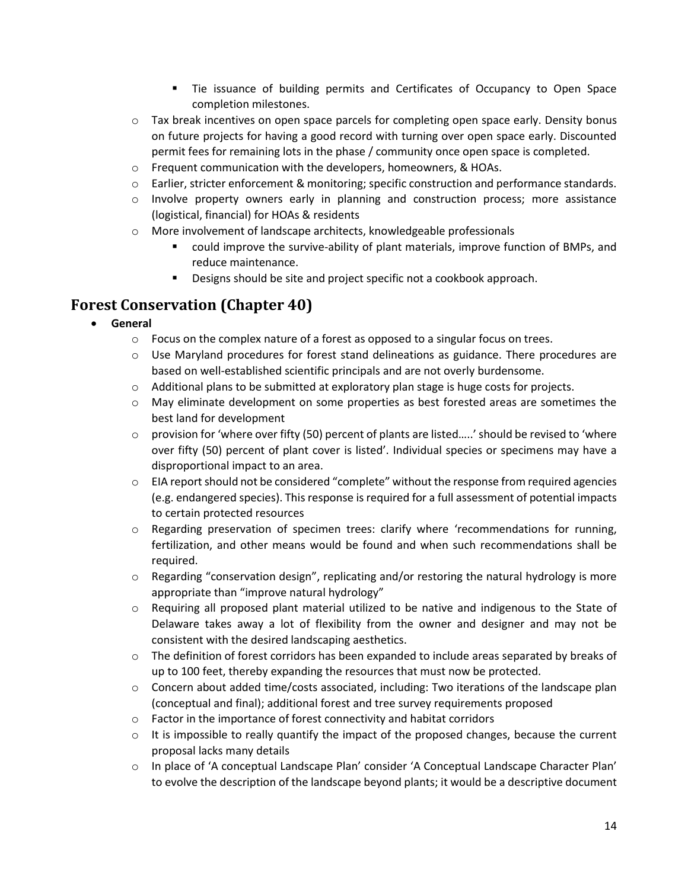- Tie issuance of building permits and Certificates of Occupancy to Open Space completion milestones.
    - Tax break incentives on open space parcels for completing open space early. Density bonus on future projects for having a good record with turning over open space early. Discounted permit fees for remaining lots in the phase / community once open space is completed.
    - Frequent communication with the developers, homeowners, & HOAs.
    - Earlier, stricter enforcement & monitoring; specific construction and performance standards.
    - Involve property owners early in planning and construction process; more assistance (logistical, financial) for HOAs & residents
    - More involvement of landscape architects, knowledgeable professionals
        - could improve the survive-ability of plant materials, improve function of BMPs, and reduce maintenance.
        - Designs should be site and project specific not a cookbook approach.

## Forest Conservation (Chapter 40)

- **General**
    - Focus on the complex nature of a forest as opposed to a singular focus on trees.
    - Use Maryland procedures for forest stand delineations as guidance. There procedures are based on well-established scientific principals and are not overly burdensome.
    - Additional plans to be submitted at exploratory plan stage is huge costs for projects.
    - May eliminate development on some properties as best forested areas are sometimes the best land for development
    - provision for 'where over fifty (50) percent of plants are listed…..' should be revised to 'where over fifty (50) percent of plant cover is listed'. Individual species or specimens may have a disproportional impact to an area.
    - EIA report should not be considered "complete" without the response from required agencies (e.g. endangered species). This response is required for a full assessment of potential impacts to certain protected resources
    - Regarding preservation of specimen trees: clarify where 'recommendations for running, fertilization, and other means would be found and when such recommendations shall be required.
    - Regarding "conservation design", replicating and/or restoring the natural hydrology is more appropriate than "improve natural hydrology"
    - Requiring all proposed plant material utilized to be native and indigenous to the State of Delaware takes away a lot of flexibility from the owner and designer and may not be consistent with the desired landscaping aesthetics.
    - The definition of forest corridors has been expanded to include areas separated by breaks of up to 100 feet, thereby expanding the resources that must now be protected.
    - Concern about added time/costs associated, including: Two iterations of the landscape plan (conceptual and final); additional forest and tree survey requirements proposed
    - Factor in the importance of forest connectivity and habitat corridors
    - It is impossible to really quantify the impact of the proposed changes, because the current proposal lacks many details
    - In place of 'A conceptual Landscape Plan' consider 'A Conceptual Landscape Character Plan' to evolve the description of the landscape beyond plants; it would be a descriptive document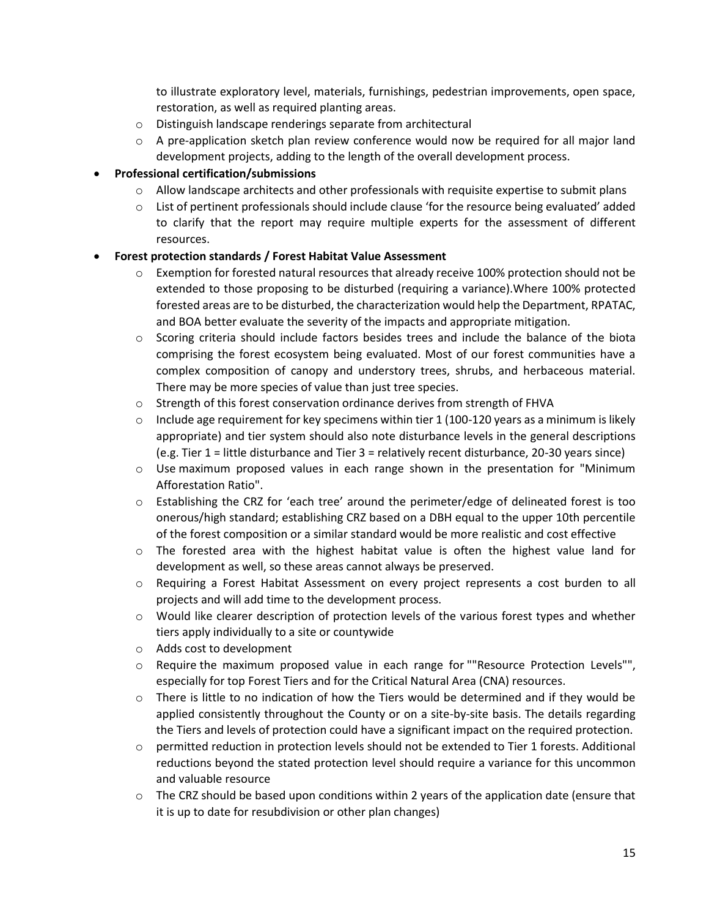to illustrate exploratory level, materials, furnishings, pedestrian improvements, open space, restoration, as well as required planting areas.
  - Distinguish landscape renderings separate from architectural
  - A pre-application sketch plan review conference would now be required for all major land development projects, adding to the length of the overall development process.
- **Professional certification/submissions**
  - Allow landscape architects and other professionals with requisite expertise to submit plans
  - List of pertinent professionals should include clause 'for the resource being evaluated' added to clarify that the report may require multiple experts for the assessment of different resources.
- **Forest protection standards / Forest Habitat Value Assessment**
  - Exemption for forested natural resources that already receive 100% protection should not be extended to those proposing to be disturbed (requiring a variance).Where 100% protected forested areas are to be disturbed, the characterization would help the Department, RPATAC, and BOA better evaluate the severity of the impacts and appropriate mitigation.
  - Scoring criteria should include factors besides trees and include the balance of the biota comprising the forest ecosystem being evaluated. Most of our forest communities have a complex composition of canopy and understory trees, shrubs, and herbaceous material. There may be more species of value than just tree species.
  - Strength of this forest conservation ordinance derives from strength of FHVA
  - Include age requirement for key specimens within tier 1 (100-120 years as a minimum is likely appropriate) and tier system should also note disturbance levels in the general descriptions (e.g. Tier 1 = little disturbance and Tier 3 = relatively recent disturbance, 20-30 years since)
  - Use maximum proposed values in each range shown in the presentation for "Minimum Afforestation Ratio".
  - Establishing the CRZ for 'each tree' around the perimeter/edge of delineated forest is too onerous/high standard; establishing CRZ based on a DBH equal to the upper 10th percentile of the forest composition or a similar standard would be more realistic and cost effective
  - The forested area with the highest habitat value is often the highest value land for development as well, so these areas cannot always be preserved.
  - Requiring a Forest Habitat Assessment on every project represents a cost burden to all projects and will add time to the development process.
  - Would like clearer description of protection levels of the various forest types and whether tiers apply individually to a site or countywide
  - Adds cost to development
  - Require the maximum proposed value in each range for ""Resource Protection Levels"", especially for top Forest Tiers and for the Critical Natural Area (CNA) resources.
  - There is little to no indication of how the Tiers would be determined and if they would be applied consistently throughout the County or on a site-by-site basis. The details regarding the Tiers and levels of protection could have a significant impact on the required protection.
  - permitted reduction in protection levels should not be extended to Tier 1 forests. Additional reductions beyond the stated protection level should require a variance for this uncommon and valuable resource
  - The CRZ should be based upon conditions within 2 years of the application date (ensure that it is up to date for resubdivision or other plan changes)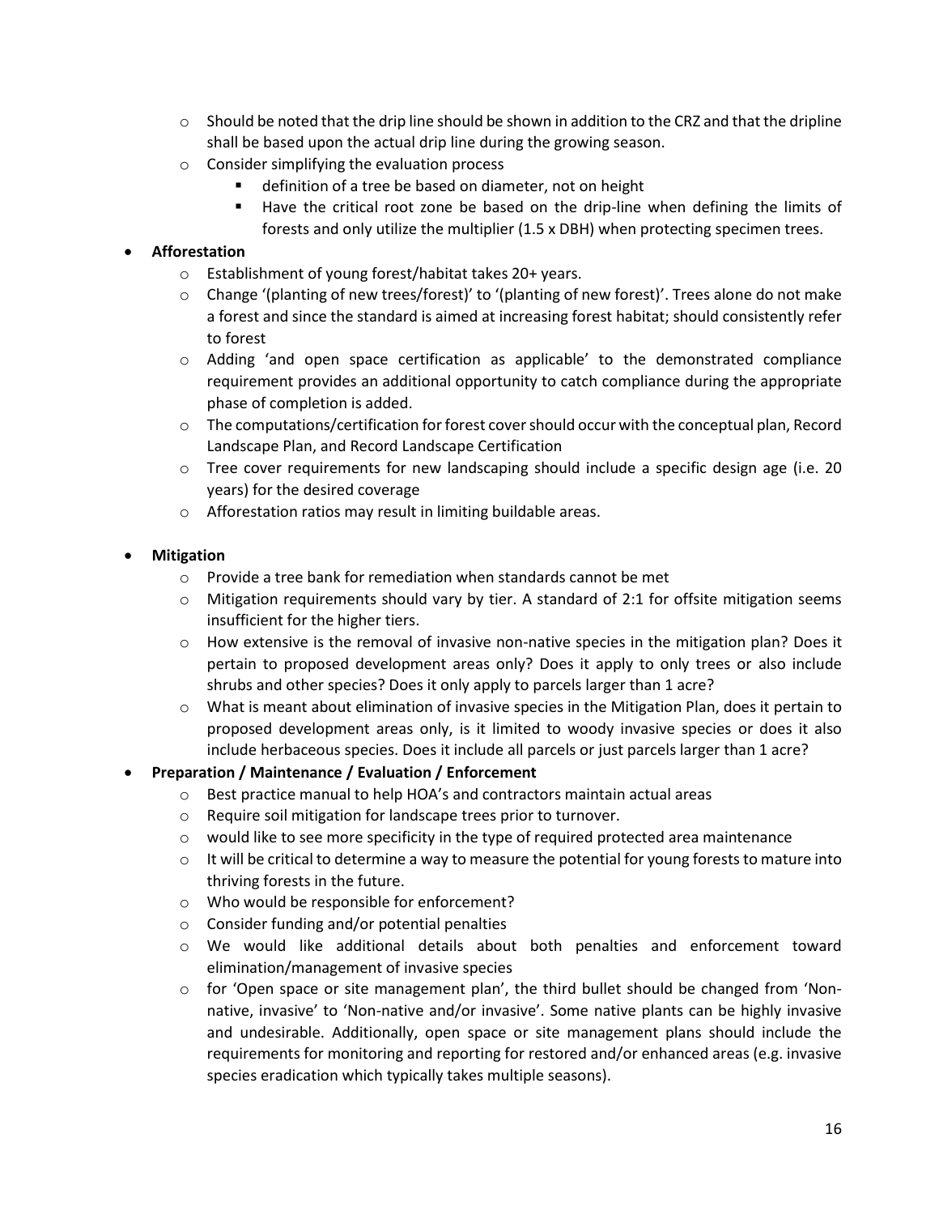- Should be noted that the drip line should be shown in addition to the CRZ and that the dripline shall be based upon the actual drip line during the growing season.
  - Consider simplifying the evaluation process
    - definition of a tree be based on diameter, not on height
    - Have the critical root zone be based on the drip-line when defining the limits of forests and only utilize the multiplier (1.5 x DBH) when protecting specimen trees.

- **Afforestation**
  - Establishment of young forest/habitat takes 20+ years.
  - Change '(planting of new trees/forest)' to '(planting of new forest)'. Trees alone do not make a forest and since the standard is aimed at increasing forest habitat; should consistently refer to forest
  - Adding 'and open space certification as applicable' to the demonstrated compliance requirement provides an additional opportunity to catch compliance during the appropriate phase of completion is added.
  - The computations/certification for forest cover should occur with the conceptual plan, Record Landscape Plan, and Record Landscape Certification
  - Tree cover requirements for new landscaping should include a specific design age (i.e. 20 years) for the desired coverage
  - Afforestation ratios may result in limiting buildable areas.

- **Mitigation**
  - Provide a tree bank for remediation when standards cannot be met
  - Mitigation requirements should vary by tier. A standard of 2:1 for offsite mitigation seems insufficient for the higher tiers.
  - How extensive is the removal of invasive non-native species in the mitigation plan? Does it pertain to proposed development areas only? Does it apply to only trees or also include shrubs and other species? Does it only apply to parcels larger than 1 acre?
  - What is meant about elimination of invasive species in the Mitigation Plan, does it pertain to proposed development areas only, is it limited to woody invasive species or does it also include herbaceous species. Does it include all parcels or just parcels larger than 1 acre?

- **Preparation / Maintenance / Evaluation / Enforcement**
  - Best practice manual to help HOA's and contractors maintain actual areas
  - Require soil mitigation for landscape trees prior to turnover.
  - would like to see more specificity in the type of required protected area maintenance
  - It will be critical to determine a way to measure the potential for young forests to mature into thriving forests in the future.
  - Who would be responsible for enforcement?
  - Consider funding and/or potential penalties
  - We would like additional details about both penalties and enforcement toward elimination/management of invasive species
  - for 'Open space or site management plan', the third bullet should be changed from 'Non-native, invasive' to 'Non-native and/or invasive'. Some native plants can be highly invasive and undesirable. Additionally, open space or site management plans should include the requirements for monitoring and reporting for restored and/or enhanced areas (e.g. invasive species eradication which typically takes multiple seasons).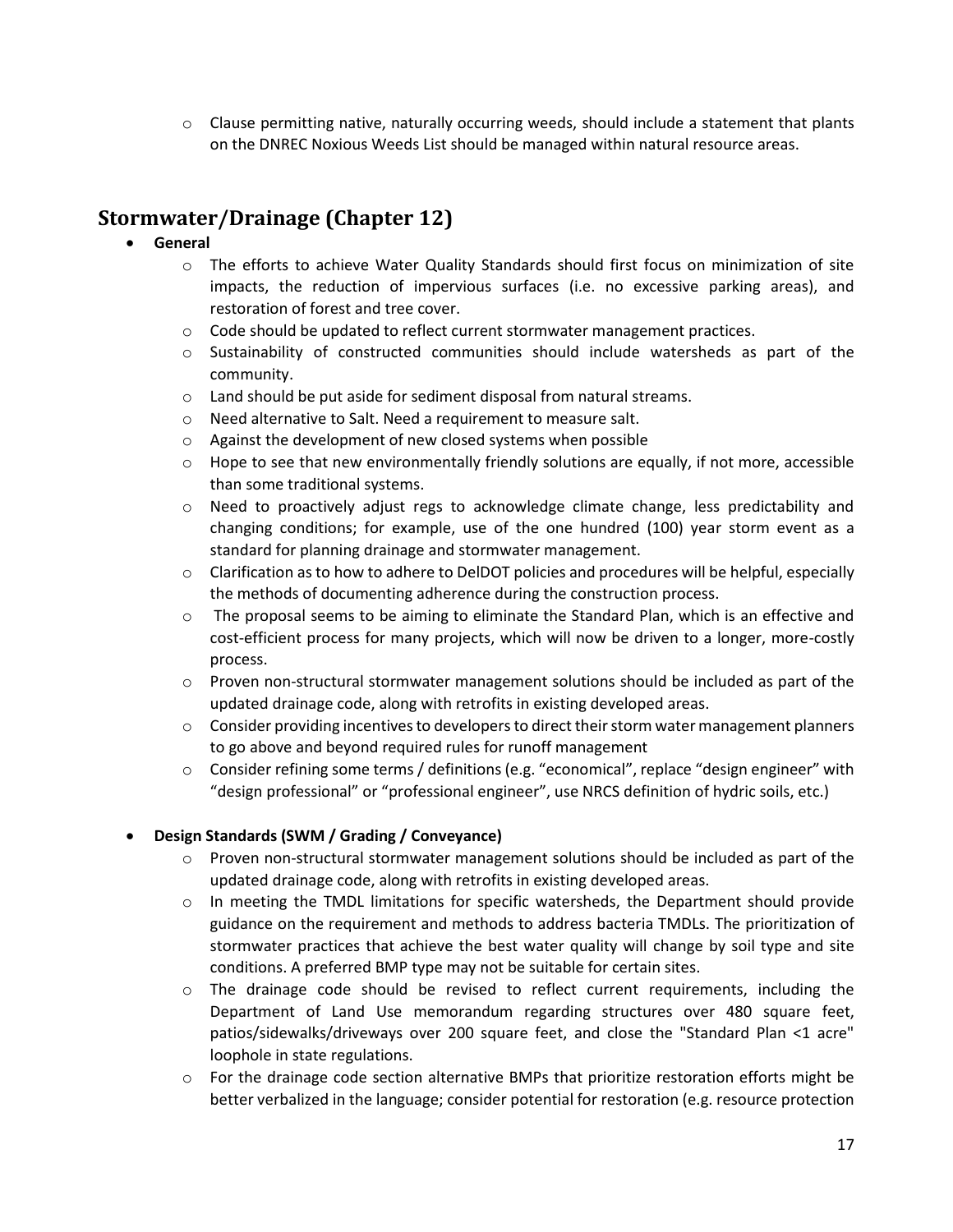- Clause permitting native, naturally occurring weeds, should include a statement that plants on the DNREC Noxious Weeds List should be managed within natural resource areas.

## Stormwater/Drainage (Chapter 12)

- **General**
  - The efforts to achieve Water Quality Standards should first focus on minimization of site impacts, the reduction of impervious surfaces (i.e. no excessive parking areas), and restoration of forest and tree cover.
  - Code should be updated to reflect current stormwater management practices.
  - Sustainability of constructed communities should include watersheds as part of the community.
  - Land should be put aside for sediment disposal from natural streams.
  - Need alternative to Salt. Need a requirement to measure salt.
  - Against the development of new closed systems when possible
  - Hope to see that new environmentally friendly solutions are equally, if not more, accessible than some traditional systems.
  - Need to proactively adjust regs to acknowledge climate change, less predictability and changing conditions; for example, use of the one hundred (100) year storm event as a standard for planning drainage and stormwater management.
  - Clarification as to how to adhere to DelDOT policies and procedures will be helpful, especially the methods of documenting adherence during the construction process.
  - The proposal seems to be aiming to eliminate the Standard Plan, which is an effective and cost-efficient process for many projects, which will now be driven to a longer, more-costly process.
  - Proven non-structural stormwater management solutions should be included as part of the updated drainage code, along with retrofits in existing developed areas.
  - Consider providing incentives to developers to direct their storm water management planners to go above and beyond required rules for runoff management
  - Consider refining some terms / definitions (e.g. "economical", replace "design engineer" with "design professional" or "professional engineer", use NRCS definition of hydric soils, etc.)

- **Design Standards (SWM / Grading / Conveyance)**
  - Proven non-structural stormwater management solutions should be included as part of the updated drainage code, along with retrofits in existing developed areas.
  - In meeting the TMDL limitations for specific watersheds, the Department should provide guidance on the requirement and methods to address bacteria TMDLs. The prioritization of stormwater practices that achieve the best water quality will change by soil type and site conditions. A preferred BMP type may not be suitable for certain sites.
  - The drainage code should be revised to reflect current requirements, including the Department of Land Use memorandum regarding structures over 480 square feet, patios/sidewalks/driveways over 200 square feet, and close the "Standard Plan <1 acre" loophole in state regulations.
  - For the drainage code section alternative BMPs that prioritize restoration efforts might be better verbalized in the language; consider potential for restoration (e.g. resource protection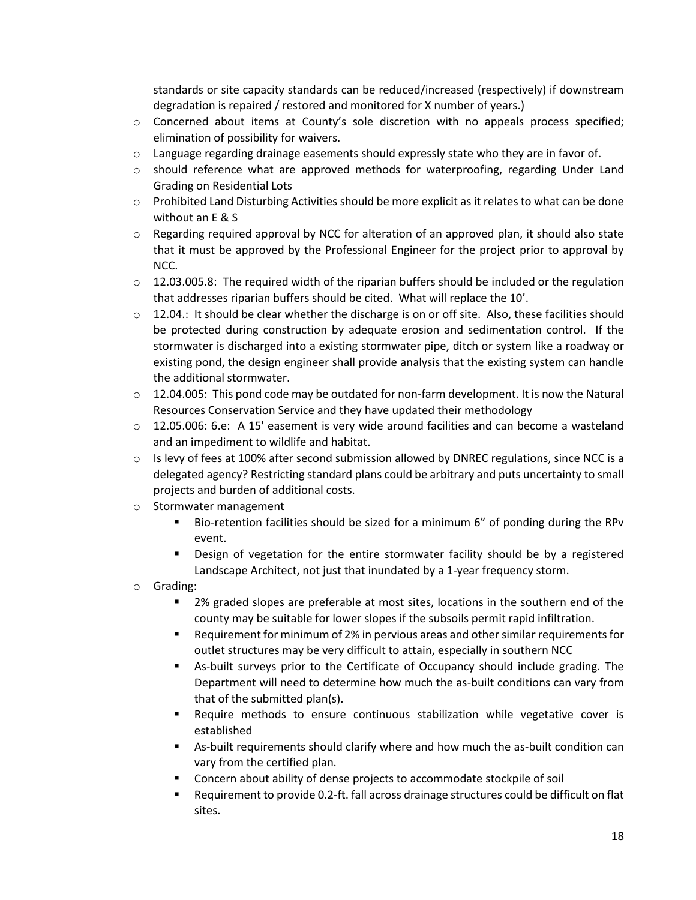standards or site capacity standards can be reduced/increased (respectively) if downstream degradation is repaired / restored and monitored for X number of years.)

- Concerned about items at County's sole discretion with no appeals process specified; elimination of possibility for waivers.
- Language regarding drainage easements should expressly state who they are in favor of.
- should reference what are approved methods for waterproofing, regarding Under Land Grading on Residential Lots
- Prohibited Land Disturbing Activities should be more explicit as it relates to what can be done without an E & S
- Regarding required approval by NCC for alteration of an approved plan, it should also state that it must be approved by the Professional Engineer for the project prior to approval by NCC.
- 12.03.005.8: The required width of the riparian buffers should be included or the regulation that addresses riparian buffers should be cited. What will replace the 10'.
- 12.04.: It should be clear whether the discharge is on or off site. Also, these facilities should be protected during construction by adequate erosion and sedimentation control. If the stormwater is discharged into a existing stormwater pipe, ditch or system like a roadway or existing pond, the design engineer shall provide analysis that the existing system can handle the additional stormwater.
- 12.04.005: This pond code may be outdated for non-farm development. It is now the Natural Resources Conservation Service and they have updated their methodology
- 12.05.006: 6.e: A 15' easement is very wide around facilities and can become a wasteland and an impediment to wildlife and habitat.
- Is levy of fees at 100% after second submission allowed by DNREC regulations, since NCC is a delegated agency? Restricting standard plans could be arbitrary and puts uncertainty to small projects and burden of additional costs.
- Stormwater management
  - Bio-retention facilities should be sized for a minimum 6" of ponding during the RPv event.
  - Design of vegetation for the entire stormwater facility should be by a registered Landscape Architect, not just that inundated by a 1-year frequency storm.
- Grading:
  - 2% graded slopes are preferable at most sites, locations in the southern end of the county may be suitable for lower slopes if the subsoils permit rapid infiltration.
  - Requirement for minimum of 2% in pervious areas and other similar requirements for outlet structures may be very difficult to attain, especially in southern NCC
  - As-built surveys prior to the Certificate of Occupancy should include grading. The Department will need to determine how much the as-built conditions can vary from that of the submitted plan(s).
  - Require methods to ensure continuous stabilization while vegetative cover is established
  - As-built requirements should clarify where and how much the as-built condition can vary from the certified plan.
  - Concern about ability of dense projects to accommodate stockpile of soil
  - Requirement to provide 0.2-ft. fall across drainage structures could be difficult on flat sites.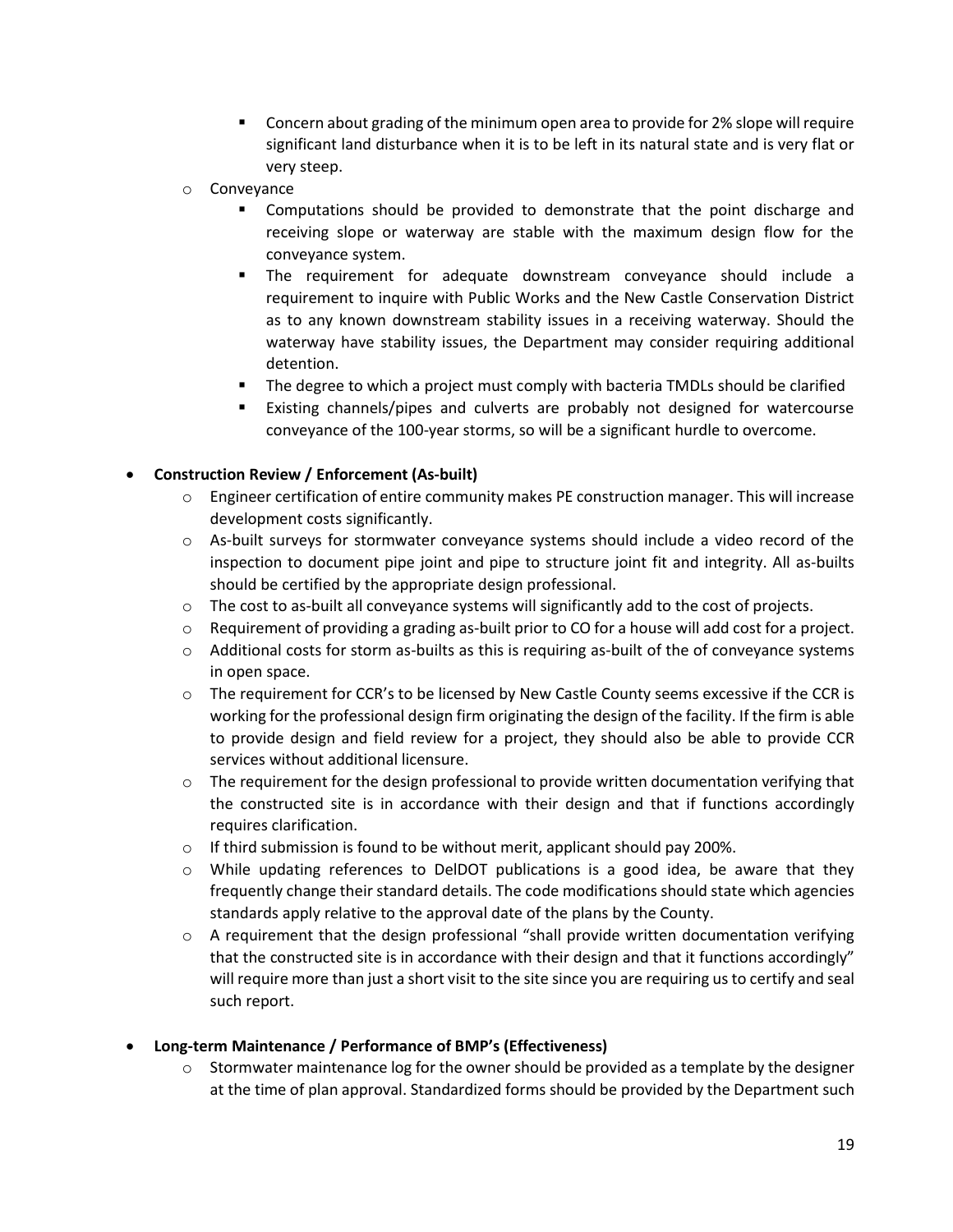- Concern about grading of the minimum open area to provide for 2% slope will require significant land disturbance when it is to be left in its natural state and is very flat or very steep.
  - Conveyance
    - Computations should be provided to demonstrate that the point discharge and receiving slope or waterway are stable with the maximum design flow for the conveyance system.
    - The requirement for adequate downstream conveyance should include a requirement to inquire with Public Works and the New Castle Conservation District as to any known downstream stability issues in a receiving waterway. Should the waterway have stability issues, the Department may consider requiring additional detention.
    - The degree to which a project must comply with bacteria TMDLs should be clarified
    - Existing channels/pipes and culverts are probably not designed for watercourse conveyance of the 100-year storms, so will be a significant hurdle to overcome.

- **Construction Review / Enforcement (As-built)**
  - Engineer certification of entire community makes PE construction manager. This will increase development costs significantly.
  - As-built surveys for stormwater conveyance systems should include a video record of the inspection to document pipe joint and pipe to structure joint fit and integrity. All as-builts should be certified by the appropriate design professional.
  - The cost to as-built all conveyance systems will significantly add to the cost of projects.
  - Requirement of providing a grading as-built prior to CO for a house will add cost for a project.
  - Additional costs for storm as-builts as this is requiring as-built of the of conveyance systems in open space.
  - The requirement for CCR's to be licensed by New Castle County seems excessive if the CCR is working for the professional design firm originating the design of the facility. If the firm is able to provide design and field review for a project, they should also be able to provide CCR services without additional licensure.
  - The requirement for the design professional to provide written documentation verifying that the constructed site is in accordance with their design and that if functions accordingly requires clarification.
  - If third submission is found to be without merit, applicant should pay 200%.
  - While updating references to DelDOT publications is a good idea, be aware that they frequently change their standard details. The code modifications should state which agencies standards apply relative to the approval date of the plans by the County.
  - A requirement that the design professional "shall provide written documentation verifying that the constructed site is in accordance with their design and that it functions accordingly" will require more than just a short visit to the site since you are requiring us to certify and seal such report.

- **Long-term Maintenance / Performance of BMP's (Effectiveness)**
  - Stormwater maintenance log for the owner should be provided as a template by the designer at the time of plan approval. Standardized forms should be provided by the Department such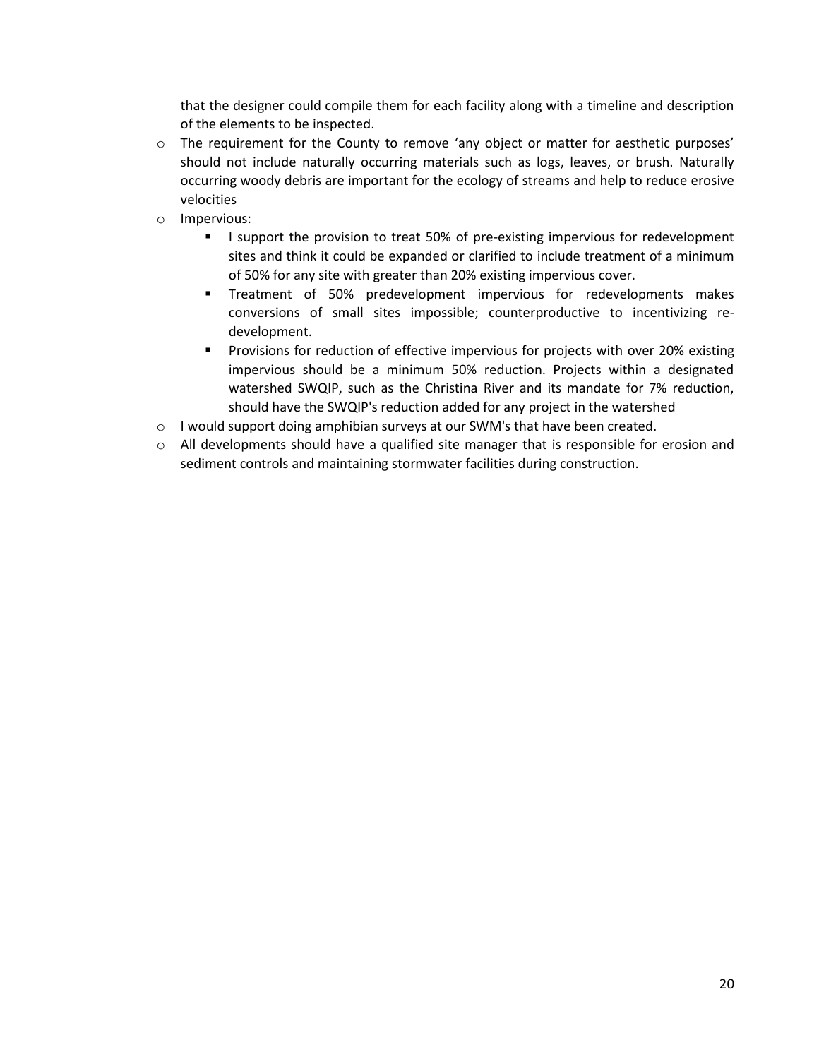that the designer could compile them for each facility along with a timeline and description of the elements to be inspected.

- The requirement for the County to remove 'any object or matter for aesthetic purposes' should not include naturally occurring materials such as logs, leaves, or brush. Naturally occurring woody debris are important for the ecology of streams and help to reduce erosive velocities
- Impervious:
  - I support the provision to treat 50% of pre-existing impervious for redevelopment sites and think it could be expanded or clarified to include treatment of a minimum of 50% for any site with greater than 20% existing impervious cover.
  - Treatment of 50% predevelopment impervious for redevelopments makes conversions of small sites impossible; counterproductive to incentivizing re-development.
  - Provisions for reduction of effective impervious for projects with over 20% existing impervious should be a minimum 50% reduction. Projects within a designated watershed SWQIP, such as the Christina River and its mandate for 7% reduction, should have the SWQIP's reduction added for any project in the watershed
- I would support doing amphibian surveys at our SWM's that have been created.
- All developments should have a qualified site manager that is responsible for erosion and sediment controls and maintaining stormwater facilities during construction.